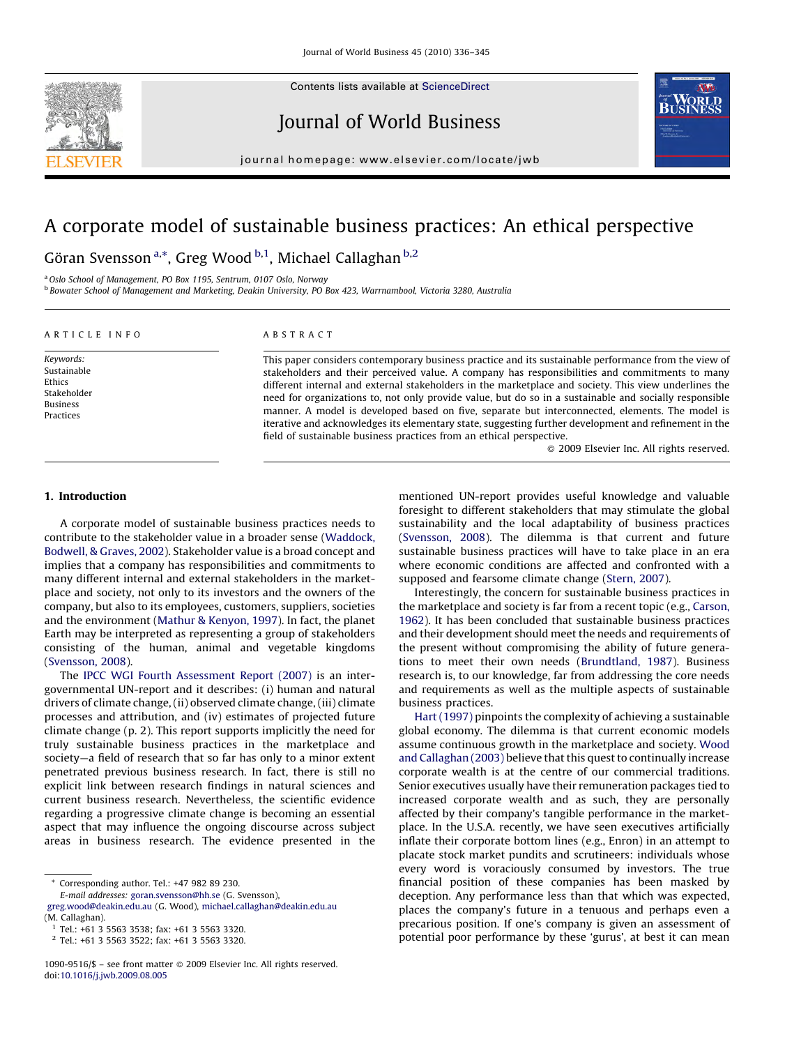# A corporate model of sustainable business practices: An ethical perspective

Göran Svensson[a,*], Greg Wood[b,1], Michael Callaghan[b,2]

[a] Oslo School of Management, PO Box 1195, Sentrum, 0107 Oslo, Norway

[b] Bowater School of Management and Marketing, Deakin University, PO Box 423, Warrnambool, Victoria 3280, Australia

**ARTICLE INFO**

*Keywords:*
Sustainable
Ethics
Stakeholder
Business
Practices

**ABSTRACT**

This paper considers contemporary business practice and its sustainable performance from the view of stakeholders and their perceived value. A company has responsibilities and commitments to many different internal and external stakeholders in the marketplace and society. This view underlines the need for organizations to, not only provide value, but do so in a sustainable and socially responsible manner. A model is developed based on five, separate but interconnected, elements. The model is iterative and acknowledges its elementary state, suggesting further development and refinement in the field of sustainable business practices from an ethical perspective.

© 2009 Elsevier Inc. All rights reserved.

## 1. Introduction

A corporate model of sustainable business practices needs to contribute to the stakeholder value in a broader sense (Waddock, Bodwell, & Graves, 2002). Stakeholder value is a broad concept and implies that a company has responsibilities and commitments to many different internal and external stakeholders in the marketplace and society, not only to its investors and the owners of the company, but also to its employees, customers, suppliers, societies and the environment (Mathur & Kenyon, 1997). In fact, the planet Earth may be interpreted as representing a group of stakeholders consisting of the human, animal and vegetable kingdoms (Svensson, 2008).

The IPCC WGI Fourth Assessment Report (2007) is an intergovernmental UN-report and it describes: (i) human and natural drivers of climate change, (ii) observed climate change, (iii) climate processes and attribution, and (iv) estimates of projected future climate change (p. 2). This report supports implicitly the need for truly sustainable business practices in the marketplace and society—a field of research that so far has only to a minor extent penetrated previous business research. In fact, there is still no explicit link between research findings in natural sciences and current business research. Nevertheless, the scientific evidence regarding a progressive climate change is becoming an essential aspect that may influence the ongoing discourse across subject areas in business research. The evidence presented in the mentioned UN-report provides useful knowledge and valuable foresight to different stakeholders that may stimulate the global sustainability and the local adaptability of business practices (Svensson, 2008). The dilemma is that current and future sustainable business practices will have to take place in an era where economic conditions are affected and confronted with a supposed and fearsome climate change (Stern, 2007).

Interestingly, the concern for sustainable business practices in the marketplace and society is far from a recent topic (e.g., Carson, 1962). It has been concluded that sustainable business practices and their development should meet the needs and requirements of the present without compromising the ability of future generations to meet their own needs (Brundtland, 1987). Business research is, to our knowledge, far from addressing the core needs and requirements as well as the multiple aspects of sustainable business practices.

Hart (1997) pinpoints the complexity of achieving a sustainable global economy. The dilemma is that current economic models assume continuous growth in the marketplace and society. Wood and Callaghan (2003) believe that this quest to continually increase corporate wealth is at the centre of our commercial traditions. Senior executives usually have their remuneration packages tied to increased corporate wealth and as such, they are personally affected by their company's tangible performance in the marketplace. In the U.S.A. recently, we have seen executives artificially inflate their corporate bottom lines (e.g., Enron) in an attempt to placate stock market pundits and scrutineers: individuals whose every word is voraciously consumed by investors. The true financial position of these companies has been masked by deception. Any performance less than that which was expected, places the company's future in a tenuous and perhaps even a precarious position. If one's company is given an assessment of potential poor performance by these 'gurus', at best it can mean

---

* Corresponding author. Tel.: +47 982 89 230.
E-mail addresses: goran.svensson@hh.se (G. Svensson), greg.wood@deakin.edu.au (G. Wood), michael.callaghan@deakin.edu.au (M. Callaghan).

[1] Tel.: +61 3 5563 3538; fax: +61 3 5563 3320.

[2] Tel.: +61 3 5563 3522; fax: +61 3 5563 3320.

1090-9516/$ – see front matter © 2009 Elsevier Inc. All rights reserved.
doi:10.1016/j.jwb.2009.08.005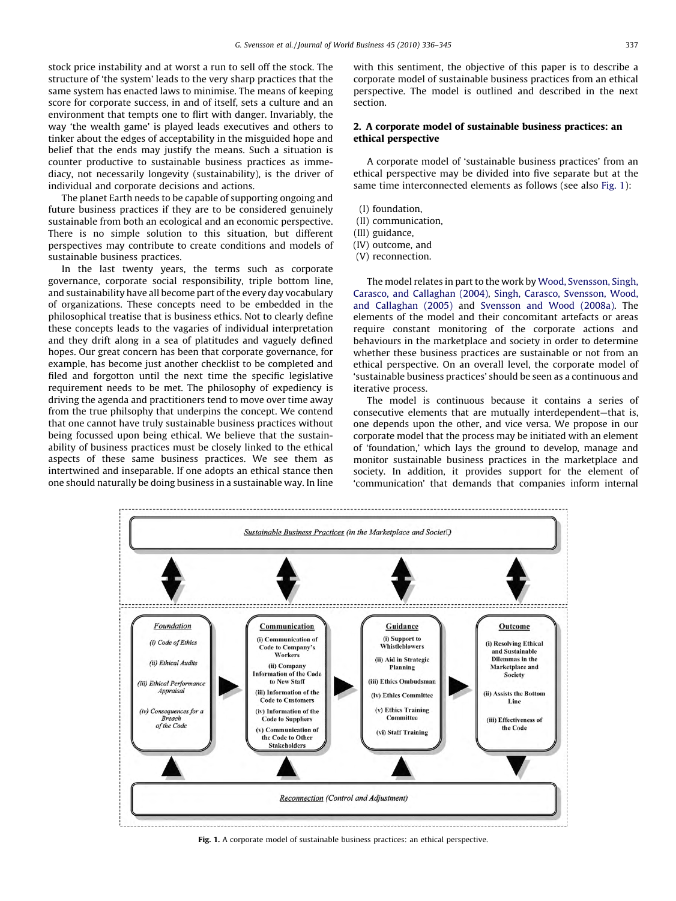stock price instability and at worst a run to sell off the stock. The structure of 'the system' leads to the very sharp practices that the same system has enacted laws to minimise. The means of keeping score for corporate success, in and of itself, sets a culture and an environment that tempts one to flirt with danger. Invariably, the way 'the wealth game' is played leads executives and others to tinker about the edges of acceptability in the misguided hope and belief that the ends may justify the means. Such a situation is counter productive to sustainable business practices as immediacy, not necessarily longevity (sustainability), is the driver of individual and corporate decisions and actions.

The planet Earth needs to be capable of supporting ongoing and future business practices if they are to be considered genuinely sustainable from both an ecological and an economic perspective. There is no simple solution to this situation, but different perspectives may contribute to create conditions and models of sustainable business practices.

In the last twenty years, the terms such as corporate governance, corporate social responsibility, triple bottom line, and sustainability have all become part of the every day vocabulary of organizations. These concepts need to be embedded in the philosophical treatise that is business ethics. Not to clearly define these concepts leads to the vagaries of individual interpretation and they drift along in a sea of platitudes and vaguely defined hopes. Our great concern has been that corporate governance, for example, has become just another checklist to be completed and filed and forgotton until the next time the specific legislative requirement needs to be met. The philosophy of expediency is driving the agenda and practitioners tend to move over time away from the true philsophy that underpins the concept. We contend that one cannot have truly sustainable business practices without being focussed upon being ethical. We believe that the sustainability of business practices must be closely linked to the ethical aspects of these same business practices. We see them as intertwined and inseparable. If one adopts an ethical stance then one should naturally be doing business in a sustainable way. In line with this sentiment, the objective of this paper is to describe a corporate model of sustainable business practices from an ethical perspective. The model is outlined and described in the next section.

## 2. A corporate model of sustainable business practices: an ethical perspective

A corporate model of 'sustainable business practices' from an ethical perspective may be divided into five separate but at the same time interconnected elements as follows (see also Fig. 1):

(I) foundation,
(II) communication,
(III) guidance,
(IV) outcome, and
(V) reconnection.

The model relates in part to the work by Wood, Svensson, Singh, Carasco, and Callaghan (2004), Singh, Carasco, Svensson, Wood, and Callaghan (2005) and Svensson and Wood (2008a). The elements of the model and their concomitant artefacts or areas require constant monitoring of the corporate actions and behaviours in the marketplace and society in order to determine whether these business practices are sustainable or not from an ethical perspective. On an overall level, the corporate model of 'sustainable business practices' should be seen as a continuous and iterative process.

The model is continuous because it contains a series of consecutive elements that are mutually interdependent—that is, one depends upon the other, and vice versa. We propose in our corporate model that the process may be initiated with an element of 'foundation,' which lays the ground to develop, manage and monitor sustainable business practices in the marketplace and society. In addition, it provides support for the element of 'communication' that demands that companies inform internal

*Sustainable Business Practices (in the Marketplace and Society)*

| *Foundation* | Communication | Guidance | Outcome |
|---|---|---|---|
| (i) Code of Ethics | (i) Communication of Code to Company's Workers | (i) Support to Whistleblowers | (i) Resolving Ethical and Sustainable Dilemmas in the Marketplace and Society |
| (ii) Ethical Audits | (ii) Company Information of the Code to New Staff | (ii) Aid in Strategic Planning | (ii) Assists the Bottom Line |
| (iii) Ethical Performance Appraisal | (iii) Information of the Code to Customers | (iii) Ethics Ombudsman | (iii) Effectiveness of the Code |
| (iv) Consequences for a Breach of the Code | (iv) Information of the Code to Suppliers | (iv) Ethics Committee | |
| | (v) Communication of the Code to Other Stakeholders | (v) Ethics Training Committee | |
| | | (vi) Staff Training | |

*Reconnection (Control and Adjustment)*

**Fig. 1.** A corporate model of sustainable business practices: an ethical perspective.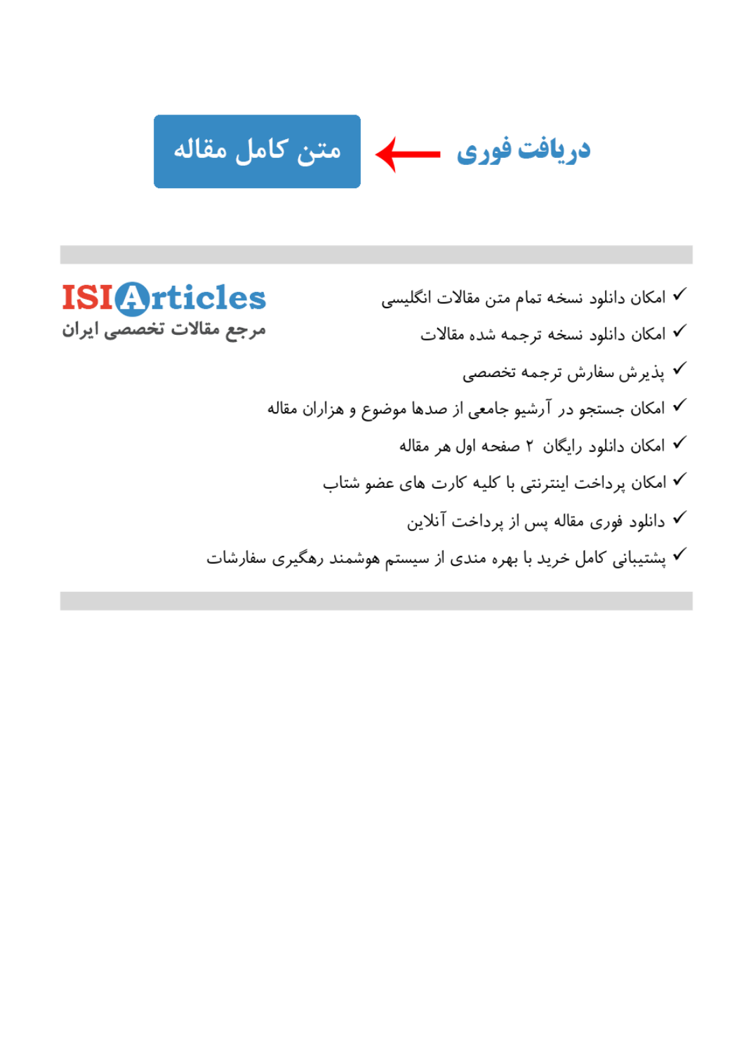دریافت فوری ← **متن کامل مقاله**

**ISIArticles**
مرجع مقالات تخصصی ایران

- ✓ امکان دانلود نسخه تمام متن مقالات انگلیسی
- ✓ امکان دانلود نسخه ترجمه شده مقالات
- ✓ پذیرش سفارش ترجمه تخصصی
- ✓ امکان جستجو در آرشیو جامعی از صدها موضوع و هزاران مقاله
- ✓ امکان دانلود رایگان ۲ صفحه اول هر مقاله
- ✓ امکان پرداخت اینترنتی با کلیه کارت های عضو شتاب
- ✓ دانلود فوری مقاله پس از پرداخت آنلاین
- ✓ پشتیبانی کامل خرید با بهره مندی از سیستم هوشمند رهگیری سفارشات